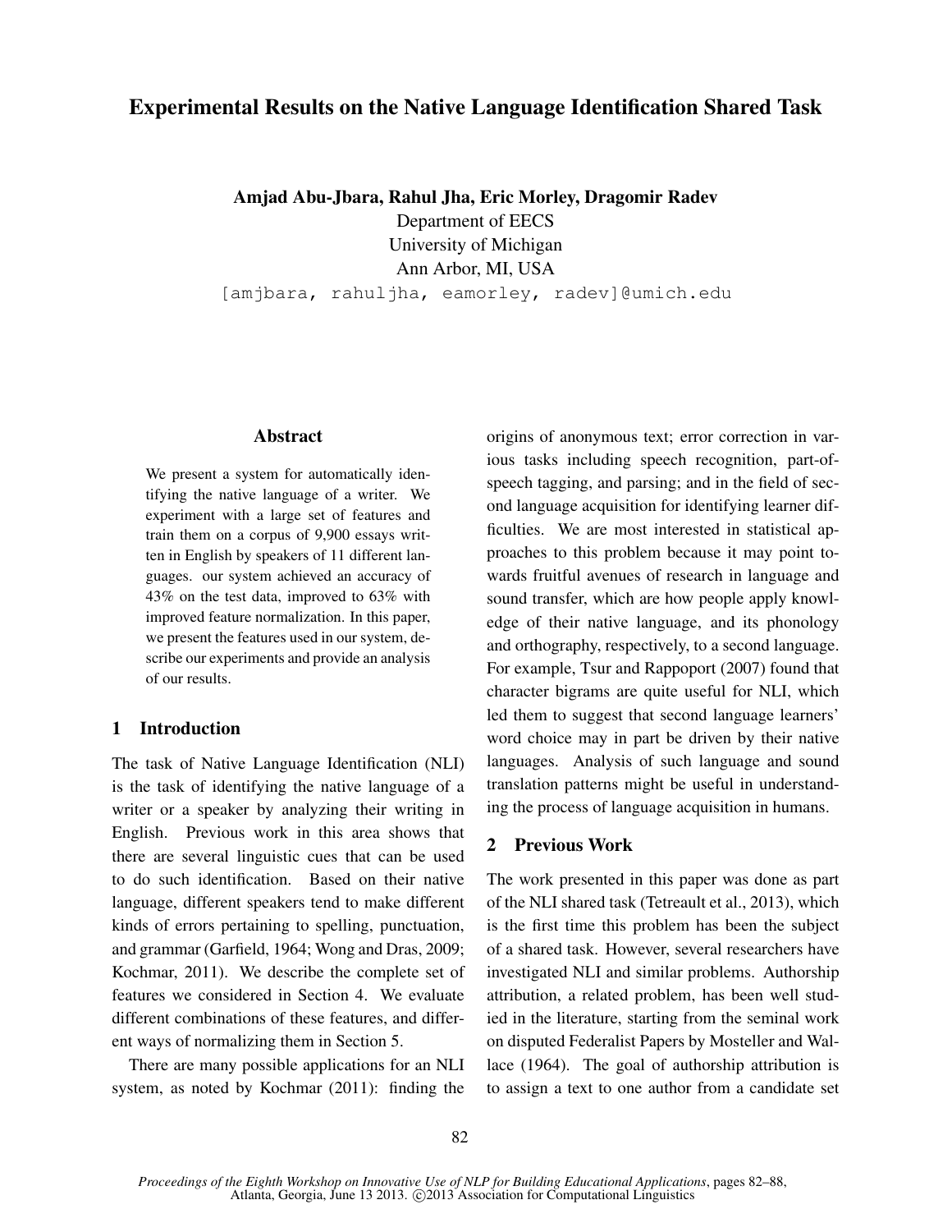# Experimental Results on the Native Language Identification Shared Task

**Amjad Abu-Jbara, Rahul Jha, Eric Morley, Dragomir Radev**

Department of EECS
University of Michigan
Ann Arbor, MI, USA

[amjbara, rahuljha, eamorley, radev]@umich.edu

## Abstract

We present a system for automatically identifying the native language of a writer. We experiment with a large set of features and train them on a corpus of 9,900 essays written in English by speakers of 11 different languages. our system achieved an accuracy of 43% on the test data, improved to 63% with improved feature normalization. In this paper, we present the features used in our system, describe our experiments and provide an analysis of our results.

## 1 Introduction

The task of Native Language Identification (NLI) is the task of identifying the native language of a writer or a speaker by analyzing their writing in English. Previous work in this area shows that there are several linguistic cues that can be used to do such identification. Based on their native language, different speakers tend to make different kinds of errors pertaining to spelling, punctuation, and grammar (Garfield, 1964; Wong and Dras, 2009; Kochmar, 2011). We describe the complete set of features we considered in Section 4. We evaluate different combinations of these features, and different ways of normalizing them in Section 5.

There are many possible applications for an NLI system, as noted by Kochmar (2011): finding the origins of anonymous text; error correction in various tasks including speech recognition, part-of-speech tagging, and parsing; and in the field of second language acquisition for identifying learner difficulties. We are most interested in statistical approaches to this problem because it may point towards fruitful avenues of research in language and sound transfer, which are how people apply knowledge of their native language, and its phonology and orthography, respectively, to a second language. For example, Tsur and Rappoport (2007) found that character bigrams are quite useful for NLI, which led them to suggest that second language learners' word choice may in part be driven by their native languages. Analysis of such language and sound translation patterns might be useful in understanding the process of language acquisition in humans.

## 2 Previous Work

The work presented in this paper was done as part of the NLI shared task (Tetreault et al., 2013), which is the first time this problem has been the subject of a shared task. However, several researchers have investigated NLI and similar problems. Authorship attribution, a related problem, has been well studied in the literature, starting from the seminal work on disputed Federalist Papers by Mosteller and Wallace (1964). The goal of authorship attribution is to assign a text to one author from a candidate set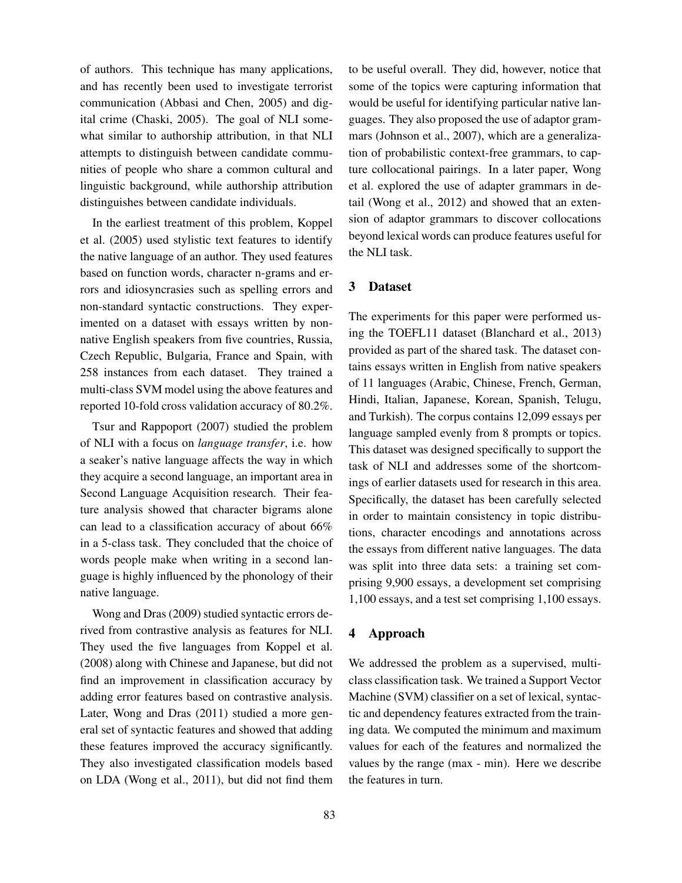of authors. This technique has many applications, and has recently been used to investigate terrorist communication (Abbasi and Chen, 2005) and digital crime (Chaski, 2005). The goal of NLI somewhat similar to authorship attribution, in that NLI attempts to distinguish between candidate communities of people who share a common cultural and linguistic background, while authorship attribution distinguishes between candidate individuals.

In the earliest treatment of this problem, Koppel et al. (2005) used stylistic text features to identify the native language of an author. They used features based on function words, character n-grams and errors and idiosyncrasies such as spelling errors and non-standard syntactic constructions. They experimented on a dataset with essays written by non-native English speakers from five countries, Russia, Czech Republic, Bulgaria, France and Spain, with 258 instances from each dataset. They trained a multi-class SVM model using the above features and reported 10-fold cross validation accuracy of 80.2%.

Tsur and Rappoport (2007) studied the problem of NLI with a focus on *language transfer*, i.e. how a seaker's native language affects the way in which they acquire a second language, an important area in Second Language Acquisition research. Their feature analysis showed that character bigrams alone can lead to a classification accuracy of about 66% in a 5-class task. They concluded that the choice of words people make when writing in a second language is highly influenced by the phonology of their native language.

Wong and Dras (2009) studied syntactic errors derived from contrastive analysis as features for NLI. They used the five languages from Koppel et al. (2008) along with Chinese and Japanese, but did not find an improvement in classification accuracy by adding error features based on contrastive analysis. Later, Wong and Dras (2011) studied a more general set of syntactic features and showed that adding these features improved the accuracy significantly. They also investigated classification models based on LDA (Wong et al., 2011), but did not find them to be useful overall. They did, however, notice that some of the topics were capturing information that would be useful for identifying particular native languages. They also proposed the use of adaptor grammars (Johnson et al., 2007), which are a generalization of probabilistic context-free grammars, to capture collocational pairings. In a later paper, Wong et al. explored the use of adapter grammars in detail (Wong et al., 2012) and showed that an extension of adaptor grammars to discover collocations beyond lexical words can produce features useful for the NLI task.

## 3 Dataset

The experiments for this paper were performed using the TOEFL11 dataset (Blanchard et al., 2013) provided as part of the shared task. The dataset contains essays written in English from native speakers of 11 languages (Arabic, Chinese, French, German, Hindi, Italian, Japanese, Korean, Spanish, Telugu, and Turkish). The corpus contains 12,099 essays per language sampled evenly from 8 prompts or topics. This dataset was designed specifically to support the task of NLI and addresses some of the shortcomings of earlier datasets used for research in this area. Specifically, the dataset has been carefully selected in order to maintain consistency in topic distributions, character encodings and annotations across the essays from different native languages. The data was split into three data sets: a training set comprising 9,900 essays, a development set comprising 1,100 essays, and a test set comprising 1,100 essays.

## 4 Approach

We addressed the problem as a supervised, multi-class classification task. We trained a Support Vector Machine (SVM) classifier on a set of lexical, syntactic and dependency features extracted from the training data. We computed the minimum and maximum values for each of the features and normalized the values by the range (max - min). Here we describe the features in turn.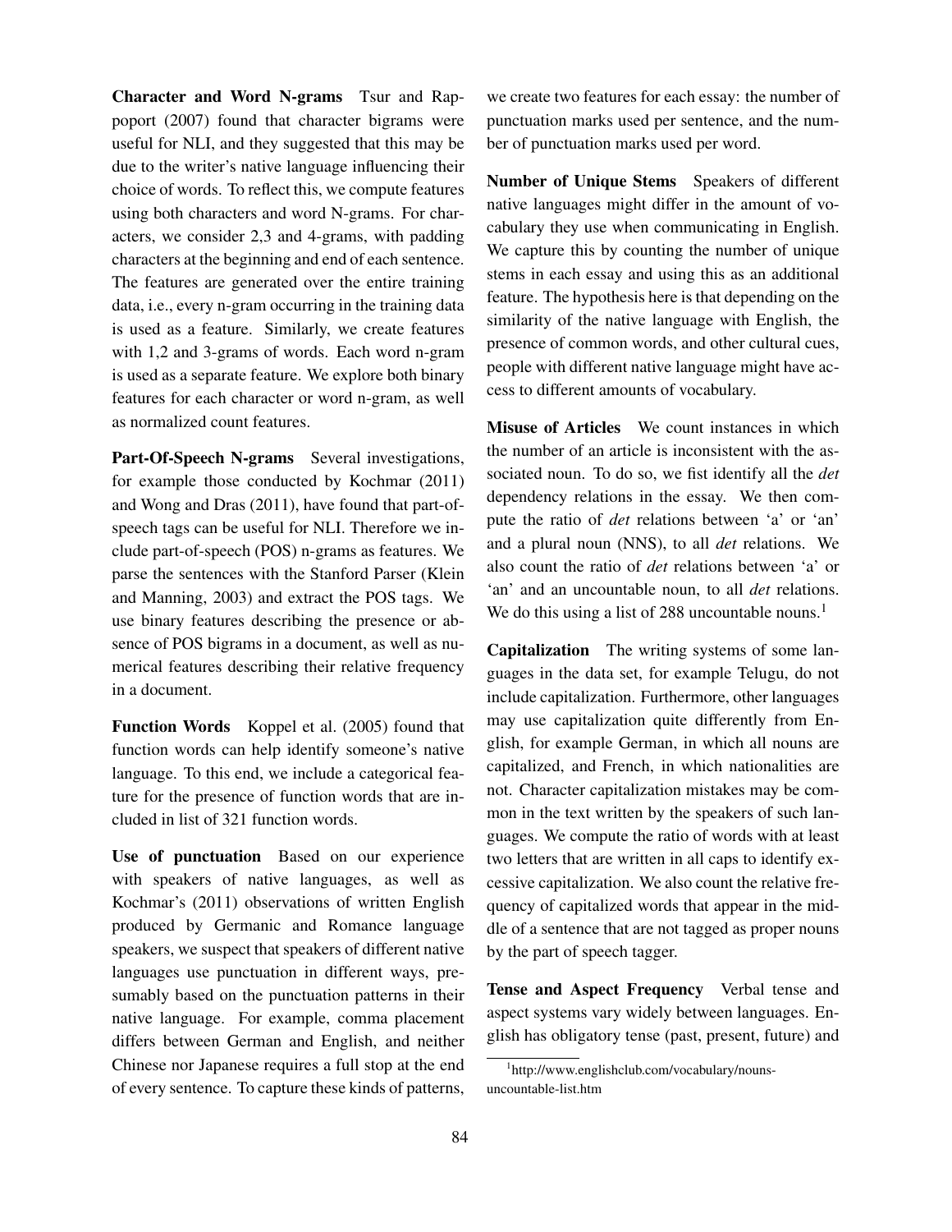**Character and Word N-grams** Tsur and Rappoport (2007) found that character bigrams were useful for NLI, and they suggested that this may be due to the writer's native language influencing their choice of words. To reflect this, we compute features using both characters and word N-grams. For characters, we consider 2,3 and 4-grams, with padding characters at the beginning and end of each sentence. The features are generated over the entire training data, i.e., every n-gram occurring in the training data is used as a feature. Similarly, we create features with 1,2 and 3-grams of words. Each word n-gram is used as a separate feature. We explore both binary features for each character or word n-gram, as well as normalized count features.

**Part-Of-Speech N-grams** Several investigations, for example those conducted by Kochmar (2011) and Wong and Dras (2011), have found that part-of-speech tags can be useful for NLI. Therefore we include part-of-speech (POS) n-grams as features. We parse the sentences with the Stanford Parser (Klein and Manning, 2003) and extract the POS tags. We use binary features describing the presence or absence of POS bigrams in a document, as well as numerical features describing their relative frequency in a document.

**Function Words** Koppel et al. (2005) found that function words can help identify someone's native language. To this end, we include a categorical feature for the presence of function words that are included in list of 321 function words.

**Use of punctuation** Based on our experience with speakers of native languages, as well as Kochmar's (2011) observations of written English produced by Germanic and Romance language speakers, we suspect that speakers of different native languages use punctuation in different ways, presumably based on the punctuation patterns in their native language. For example, comma placement differs between German and English, and neither Chinese nor Japanese requires a full stop at the end of every sentence. To capture these kinds of patterns, we create two features for each essay: the number of punctuation marks used per sentence, and the number of punctuation marks used per word.

**Number of Unique Stems** Speakers of different native languages might differ in the amount of vocabulary they use when communicating in English. We capture this by counting the number of unique stems in each essay and using this as an additional feature. The hypothesis here is that depending on the similarity of the native language with English, the presence of common words, and other cultural cues, people with different native language might have access to different amounts of vocabulary.

**Misuse of Articles** We count instances in which the number of an article is inconsistent with the associated noun. To do so, we fist identify all the *det* dependency relations in the essay. We then compute the ratio of *det* relations between 'a' or 'an' and a plural noun (NNS), to all *det* relations. We also count the ratio of *det* relations between 'a' or 'an' and an uncountable noun, to all *det* relations. We do this using a list of 288 uncountable nouns.[1]

**Capitalization** The writing systems of some languages in the data set, for example Telugu, do not include capitalization. Furthermore, other languages may use capitalization quite differently from English, for example German, in which all nouns are capitalized, and French, in which nationalities are not. Character capitalization mistakes may be common in the text written by the speakers of such languages. We compute the ratio of words with at least two letters that are written in all caps to identify excessive capitalization. We also count the relative frequency of capitalized words that appear in the middle of a sentence that are not tagged as proper nouns by the part of speech tagger.

**Tense and Aspect Frequency** Verbal tense and aspect systems vary widely between languages. English has obligatory tense (past, present, future) and

[1] http://www.englishclub.com/vocabulary/nouns-uncountable-list.htm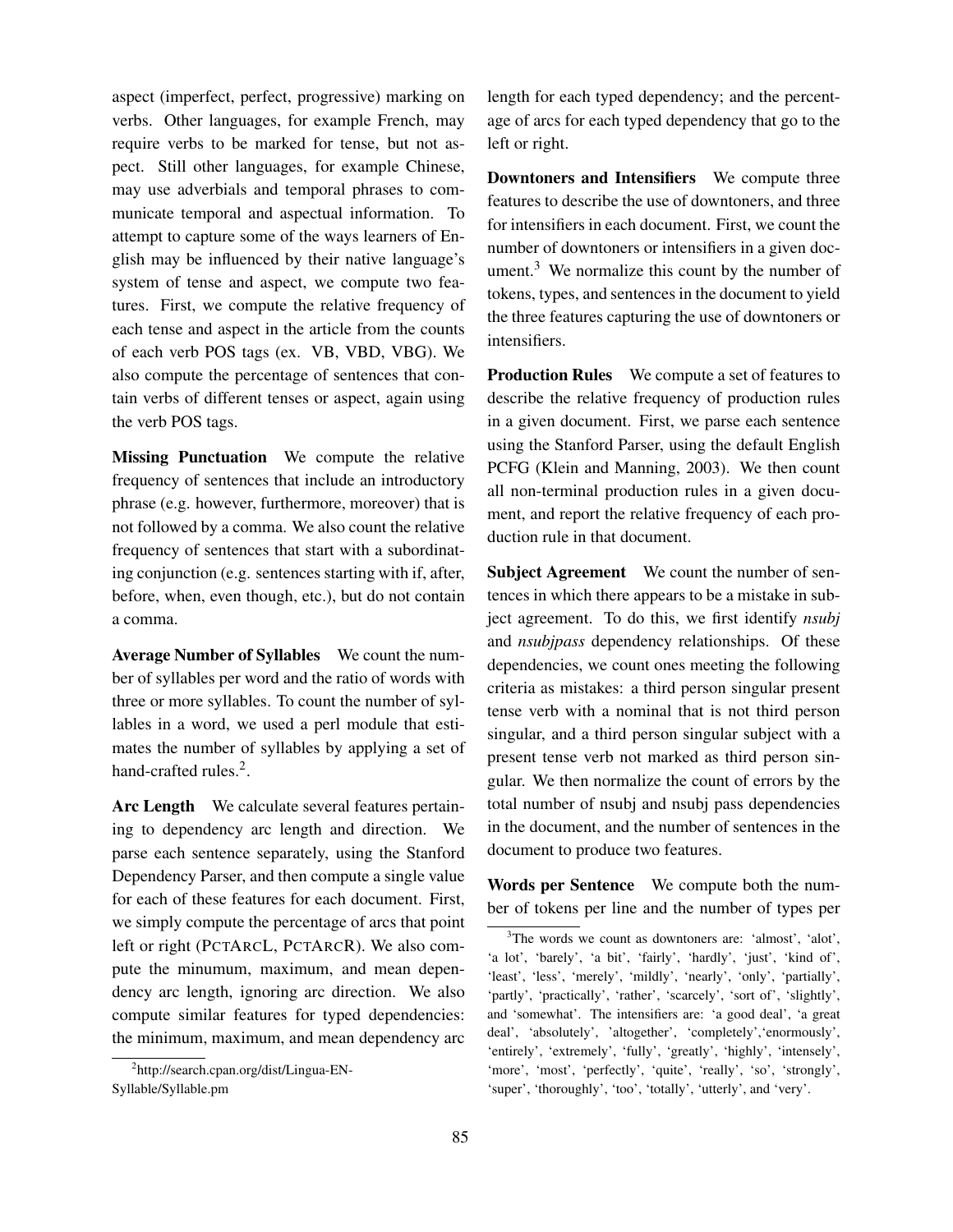aspect (imperfect, perfect, progressive) marking on verbs. Other languages, for example French, may require verbs to be marked for tense, but not aspect. Still other languages, for example Chinese, may use adverbials and temporal phrases to communicate temporal and aspectual information. To attempt to capture some of the ways learners of English may be influenced by their native language's system of tense and aspect, we compute two features. First, we compute the relative frequency of each tense and aspect in the article from the counts of each verb POS tags (ex. VB, VBD, VBG). We also compute the percentage of sentences that contain verbs of different tenses or aspect, again using the verb POS tags.

**Missing Punctuation** We compute the relative frequency of sentences that include an introductory phrase (e.g. however, furthermore, moreover) that is not followed by a comma. We also count the relative frequency of sentences that start with a subordinating conjunction (e.g. sentences starting with if, after, before, when, even though, etc.), but do not contain a comma.

**Average Number of Syllables** We count the number of syllables per word and the ratio of words with three or more syllables. To count the number of syllables in a word, we used a perl module that estimates the number of syllables by applying a set of hand-crafted rules.[2].

**Arc Length** We calculate several features pertaining to dependency arc length and direction. We parse each sentence separately, using the Stanford Dependency Parser, and then compute a single value for each of these features for each document. First, we simply compute the percentage of arcs that point left or right (PCTARCL, PCTARCR). We also compute the minumum, maximum, and mean dependency arc length, ignoring arc direction. We also compute similar features for typed dependencies: the minimum, maximum, and mean dependency arc length for each typed dependency; and the percentage of arcs for each typed dependency that go to the left or right.

**Downtoners and Intensifiers** We compute three features to describe the use of downtoners, and three for intensifiers in each document. First, we count the number of downtoners or intensifiers in a given document.[3] We normalize this count by the number of tokens, types, and sentences in the document to yield the three features capturing the use of downtoners or intensifiers.

**Production Rules** We compute a set of features to describe the relative frequency of production rules in a given document. First, we parse each sentence using the Stanford Parser, using the default English PCFG (Klein and Manning, 2003). We then count all non-terminal production rules in a given document, and report the relative frequency of each production rule in that document.

**Subject Agreement** We count the number of sentences in which there appears to be a mistake in subject agreement. To do this, we first identify *nsubj* and *nsubjpass* dependency relationships. Of these dependencies, we count ones meeting the following criteria as mistakes: a third person singular present tense verb with a nominal that is not third person singular, and a third person singular subject with a present tense verb not marked as third person singular. We then normalize the count of errors by the total number of nsubj and nsubj pass dependencies in the document, and the number of sentences in the document to produce two features.

**Words per Sentence** We compute both the number of tokens per line and the number of types per

---

[2] http://search.cpan.org/dist/Lingua-EN-Syllable/Syllable.pm

[3] The words we count as downtoners are: 'almost', 'alot', 'a lot', 'barely', 'a bit', 'fairly', 'hardly', 'just', 'kind of', 'least', 'less', 'merely', 'mildly', 'nearly', 'only', 'partially', 'partly', 'practically', 'rather', 'scarcely', 'sort of', 'slightly', and 'somewhat'. The intensifiers are: 'a good deal', 'a great deal', 'absolutely', 'altogether', 'completely','enormously', 'entirely', 'extremely', 'fully', 'greatly', 'highly', 'intensely', 'more', 'most', 'perfectly', 'quite', 'really', 'so', 'strongly', 'super', 'thoroughly', 'too', 'totally', 'utterly', and 'very'.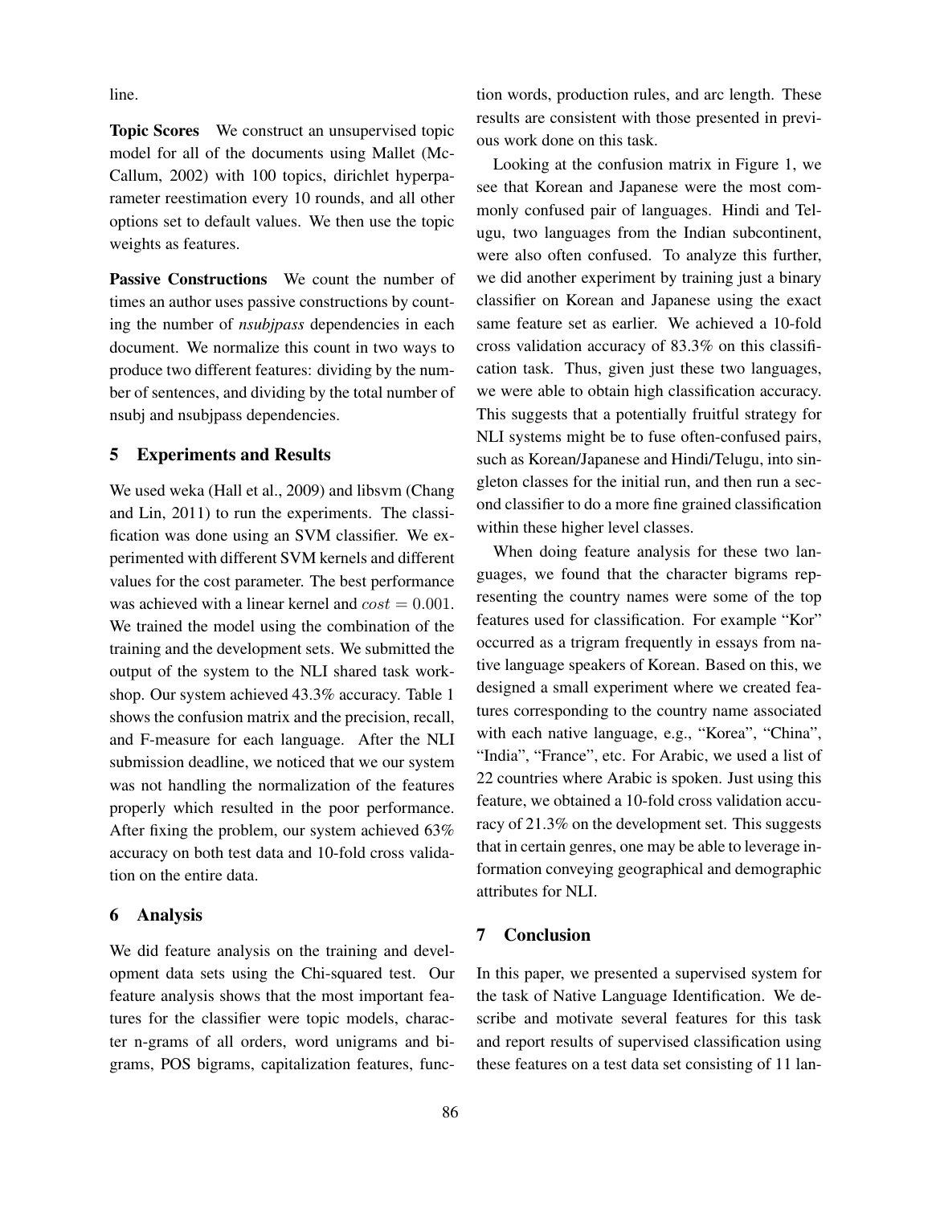line.

**Topic Scores** We construct an unsupervised topic model for all of the documents using Mallet (McCallum, 2002) with 100 topics, dirichlet hyperparameter reestimation every 10 rounds, and all other options set to default values. We then use the topic weights as features.

**Passive Constructions** We count the number of times an author uses passive constructions by counting the number of *nsubjpass* dependencies in each document. We normalize this count in two ways to produce two different features: dividing by the number of sentences, and dividing by the total number of nsubj and nsubjpass dependencies.

## 5 Experiments and Results

We used weka (Hall et al., 2009) and libsvm (Chang and Lin, 2011) to run the experiments. The classification was done using an SVM classifier. We experimented with different SVM kernels and different values for the cost parameter. The best performance was achieved with a linear kernel and $cost = 0.001$. We trained the model using the combination of the training and the development sets. We submitted the output of the system to the NLI shared task workshop. Our system achieved 43.3% accuracy. Table 1 shows the confusion matrix and the precision, recall, and F-measure for each language. After the NLI submission deadline, we noticed that we our system was not handling the normalization of the features properly which resulted in the poor performance. After fixing the problem, our system achieved 63% accuracy on both test data and 10-fold cross validation on the entire data.

## 6 Analysis

We did feature analysis on the training and development data sets using the Chi-squared test. Our feature analysis shows that the most important features for the classifier were topic models, character n-grams of all orders, word unigrams and bigrams, POS bigrams, capitalization features, function words, production rules, and arc length. These results are consistent with those presented in previous work done on this task.

Looking at the confusion matrix in Figure 1, we see that Korean and Japanese were the most commonly confused pair of languages. Hindi and Telugu, two languages from the Indian subcontinent, were also often confused. To analyze this further, we did another experiment by training just a binary classifier on Korean and Japanese using the exact same feature set as earlier. We achieved a 10-fold cross validation accuracy of 83.3% on this classification task. Thus, given just these two languages, we were able to obtain high classification accuracy. This suggests that a potentially fruitful strategy for NLI systems might be to fuse often-confused pairs, such as Korean/Japanese and Hindi/Telugu, into singleton classes for the initial run, and then run a second classifier to do a more fine grained classification within these higher level classes.

When doing feature analysis for these two languages, we found that the character bigrams representing the country names were some of the top features used for classification. For example "Kor" occurred as a trigram frequently in essays from native language speakers of Korean. Based on this, we designed a small experiment where we created features corresponding to the country name associated with each native language, e.g., "Korea", "China", "India", "France", etc. For Arabic, we used a list of 22 countries where Arabic is spoken. Just using this feature, we obtained a 10-fold cross validation accuracy of 21.3% on the development set. This suggests that in certain genres, one may be able to leverage information conveying geographical and demographic attributes for NLI.

## 7 Conclusion

In this paper, we presented a supervised system for the task of Native Language Identification. We describe and motivate several features for this task and report results of supervised classification using these features on a test data set consisting of 11 lan-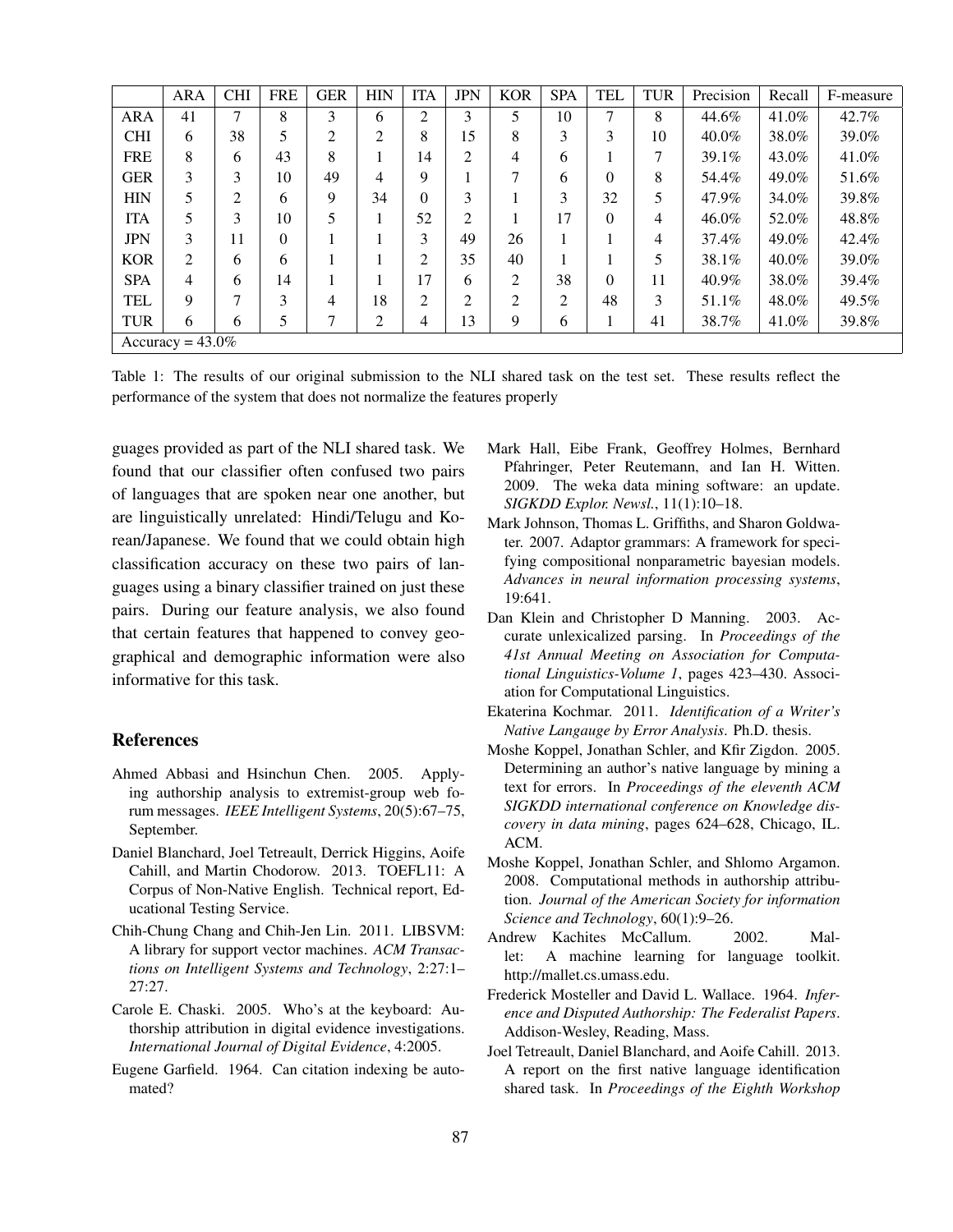| | ARA | CHI | FRE | GER | HIN | ITA | JPN | KOR | SPA | TEL | TUR | Precision | Recall | F-measure |
|---|---|---|---|---|---|---|---|---|---|---|---|---|---|---|
| ARA | 41 | 7 | 8 | 3 | 6 | 2 | 3 | 5 | 10 | 7 | 8 | 44.6% | 41.0% | 42.7% |
| CHI | 6 | 38 | 5 | 2 | 2 | 8 | 15 | 8 | 3 | 3 | 10 | 40.0% | 38.0% | 39.0% |
| FRE | 8 | 6 | 43 | 8 | 1 | 14 | 2 | 4 | 6 | 1 | 7 | 39.1% | 43.0% | 41.0% |
| GER | 3 | 3 | 10 | 49 | 4 | 9 | 1 | 7 | 6 | 0 | 8 | 54.4% | 49.0% | 51.6% |
| HIN | 5 | 2 | 6 | 9 | 34 | 0 | 3 | 1 | 3 | 32 | 5 | 47.9% | 34.0% | 39.8% |
| ITA | 5 | 3 | 10 | 5 | 1 | 52 | 2 | 1 | 17 | 0 | 4 | 46.0% | 52.0% | 48.8% |
| JPN | 3 | 11 | 0 | 1 | 1 | 3 | 49 | 26 | 1 | 1 | 4 | 37.4% | 49.0% | 42.4% |
| KOR | 2 | 6 | 6 | 1 | 1 | 2 | 35 | 40 | 1 | 1 | 5 | 38.1% | 40.0% | 39.0% |
| SPA | 4 | 6 | 14 | 1 | 1 | 17 | 6 | 2 | 38 | 0 | 11 | 40.9% | 38.0% | 39.4% |
| TEL | 9 | 7 | 3 | 4 | 18 | 2 | 2 | 2 | 2 | 48 | 3 | 51.1% | 48.0% | 49.5% |
| TUR | 6 | 6 | 5 | 7 | 2 | 4 | 13 | 9 | 6 | 1 | 41 | 38.7% | 41.0% | 39.8% |
| Accuracy = 43.0% | | | | | | | | | | | | | | |

Table 1: The results of our original submission to the NLI shared task on the test set. These results reflect the performance of the system that does not normalize the features properly

guages provided as part of the NLI shared task. We found that our classifier often confused two pairs of languages that are spoken near one another, but are linguistically unrelated: Hindi/Telugu and Korean/Japanese. We found that we could obtain high classification accuracy on these two pairs of languages using a binary classifier trained on just these pairs. During our feature analysis, we also found that certain features that happened to convey geographical and demographic information were also informative for this task.

## References

Ahmed Abbasi and Hsinchun Chen. 2005. Applying authorship analysis to extremist-group web forum messages. *IEEE Intelligent Systems*, 20(5):67–75, September.

Daniel Blanchard, Joel Tetreault, Derrick Higgins, Aoife Cahill, and Martin Chodorow. 2013. TOEFL11: A Corpus of Non-Native English. Technical report, Educational Testing Service.

Chih-Chung Chang and Chih-Jen Lin. 2011. LIBSVM: A library for support vector machines. *ACM Transactions on Intelligent Systems and Technology*, 2:27:1–27:27.

Carole E. Chaski. 2005. Who's at the keyboard: Authorship attribution in digital evidence investigations. *International Journal of Digital Evidence*, 4:2005.

Eugene Garfield. 1964. Can citation indexing be automated?

Mark Hall, Eibe Frank, Geoffrey Holmes, Bernhard Pfahringer, Peter Reutemann, and Ian H. Witten. 2009. The weka data mining software: an update. *SIGKDD Explor. Newsl.*, 11(1):10–18.

Mark Johnson, Thomas L. Griffiths, and Sharon Goldwater. 2007. Adaptor grammars: A framework for specifying compositional nonparametric bayesian models. *Advances in neural information processing systems*, 19:641.

Dan Klein and Christopher D Manning. 2003. Accurate unlexicalized parsing. In *Proceedings of the 41st Annual Meeting on Association for Computational Linguistics-Volume 1*, pages 423–430. Association for Computational Linguistics.

Ekaterina Kochmar. 2011. *Identification of a Writer's Native Langauge by Error Analysis*. Ph.D. thesis.

Moshe Koppel, Jonathan Schler, and Kfir Zigdon. 2005. Determining an author's native language by mining a text for errors. In *Proceedings of the eleventh ACM SIGKDD international conference on Knowledge discovery in data mining*, pages 624–628, Chicago, IL. ACM.

Moshe Koppel, Jonathan Schler, and Shlomo Argamon. 2008. Computational methods in authorship attribution. *Journal of the American Society for information Science and Technology*, 60(1):9–26.

Andrew Kachites McCallum. 2002. Mallet: A machine learning for language toolkit. http://mallet.cs.umass.edu.

Frederick Mosteller and David L. Wallace. 1964. *Inference and Disputed Authorship: The Federalist Papers*. Addison-Wesley, Reading, Mass.

Joel Tetreault, Daniel Blanchard, and Aoife Cahill. 2013. A report on the first native language identification shared task. In *Proceedings of the Eighth Workshop*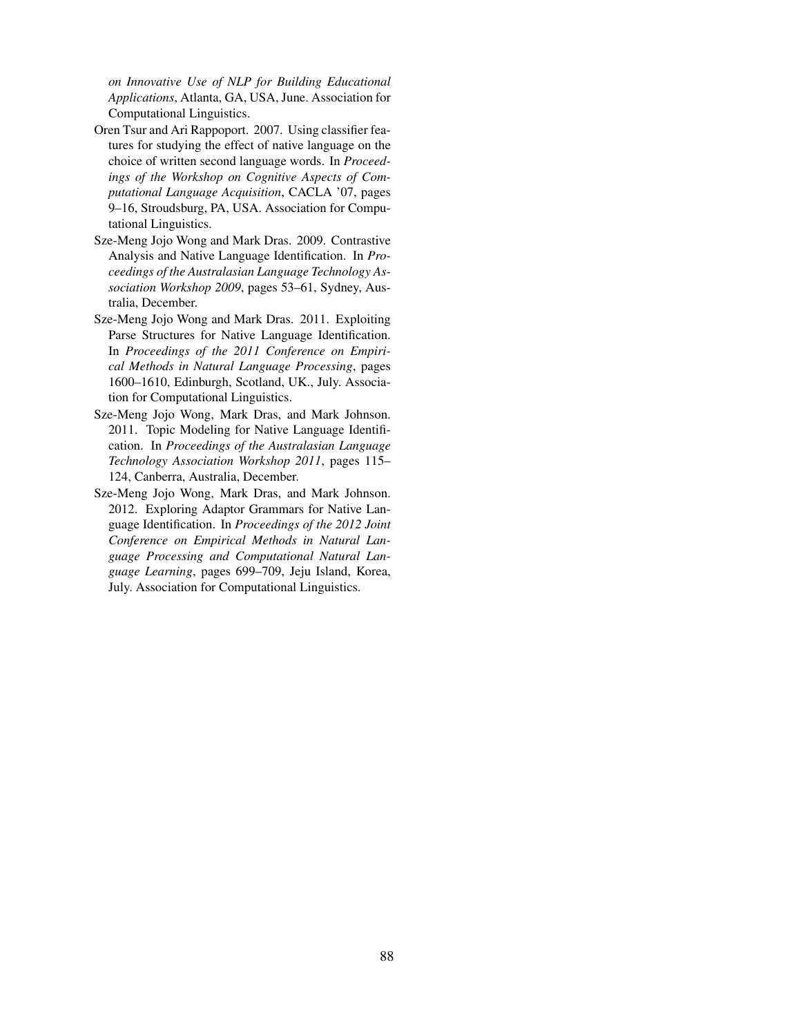*on Innovative Use of NLP for Building Educational Applications*, Atlanta, GA, USA, June. Association for Computational Linguistics.

Oren Tsur and Ari Rappoport. 2007. Using classifier features for studying the effect of native language on the choice of written second language words. In *Proceedings of the Workshop on Cognitive Aspects of Computational Language Acquisition*, CACLA '07, pages 9–16, Stroudsburg, PA, USA. Association for Computational Linguistics.

Sze-Meng Jojo Wong and Mark Dras. 2009. Contrastive Analysis and Native Language Identification. In *Proceedings of the Australasian Language Technology Association Workshop 2009*, pages 53–61, Sydney, Australia, December.

Sze-Meng Jojo Wong and Mark Dras. 2011. Exploiting Parse Structures for Native Language Identification. In *Proceedings of the 2011 Conference on Empirical Methods in Natural Language Processing*, pages 1600–1610, Edinburgh, Scotland, UK., July. Association for Computational Linguistics.

Sze-Meng Jojo Wong, Mark Dras, and Mark Johnson. 2011. Topic Modeling for Native Language Identification. In *Proceedings of the Australasian Language Technology Association Workshop 2011*, pages 115–124, Canberra, Australia, December.

Sze-Meng Jojo Wong, Mark Dras, and Mark Johnson. 2012. Exploring Adaptor Grammars for Native Language Identification. In *Proceedings of the 2012 Joint Conference on Empirical Methods in Natural Language Processing and Computational Natural Language Learning*, pages 699–709, Jeju Island, Korea, July. Association for Computational Linguistics.